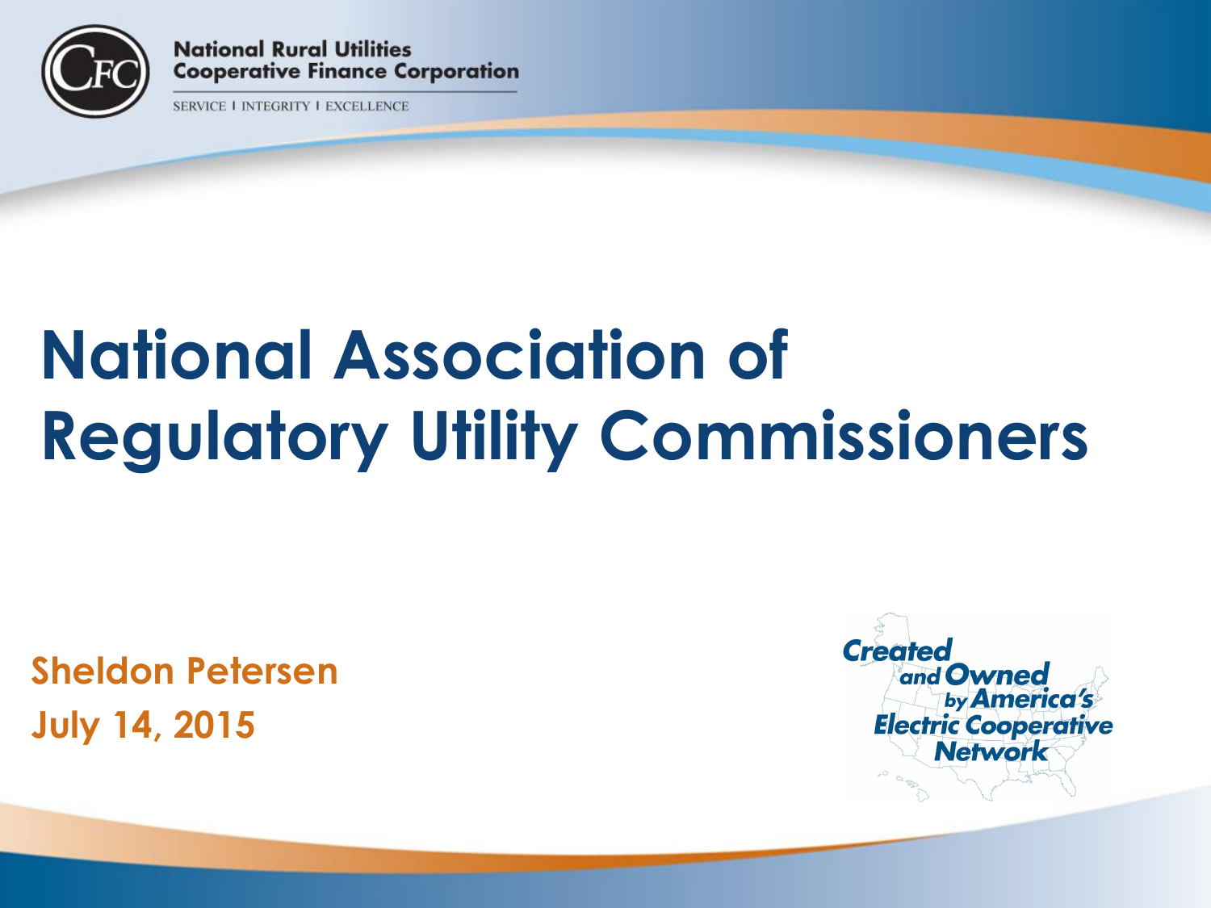National Rural Utilities Cooperative Finance Corporation

SERVICE | INTEGRITY | EXCELLENCE

# National Association of Regulatory Utility Commissioners

**Sheldon Petersen**
**July 14, 2015**

*Created and Owned by America's Electric Cooperative Network*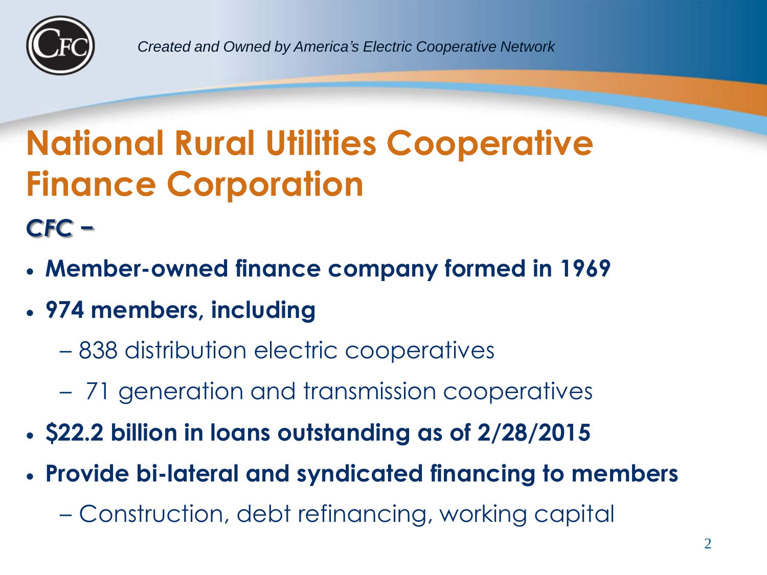# National Rural Utilities Cooperative Finance Corporation

***CFC –***

- **Member-owned finance company formed in 1969**
- **974 members, including**
  - 838 distribution electric cooperatives
  - 71 generation and transmission cooperatives
- **$22.2 billion in loans outstanding as of 2/28/2015**
- **Provide bi-lateral and syndicated financing to members**
  - Construction, debt refinancing, working capital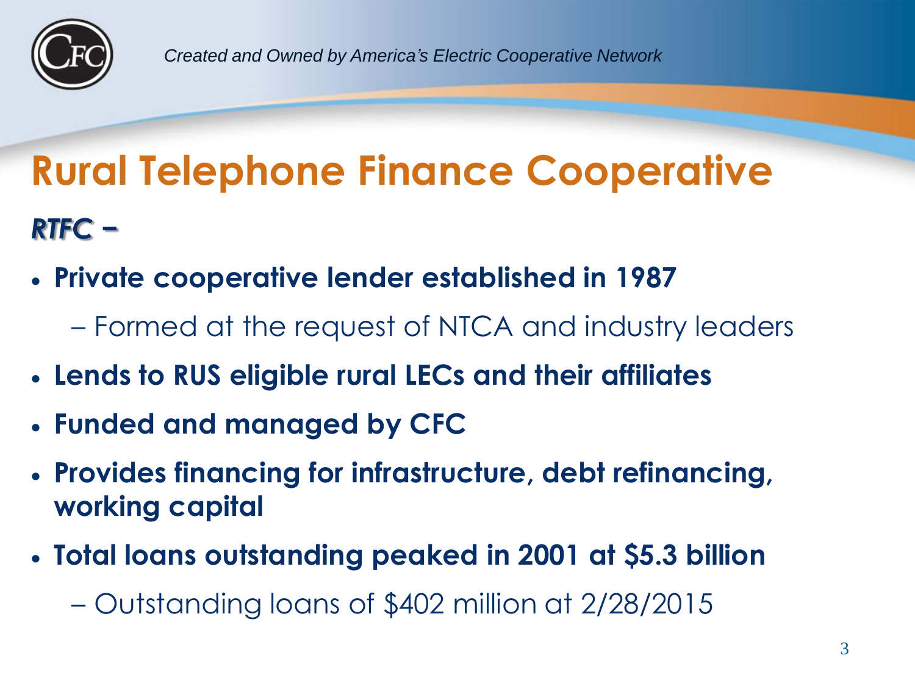# Rural Telephone Finance Cooperative

***RTFC –***

- **Private cooperative lender established in 1987**
  - Formed at the request of NTCA and industry leaders
- **Lends to RUS eligible rural LECs and their affiliates**
- **Funded and managed by CFC**
- **Provides financing for infrastructure, debt refinancing, working capital**
- **Total loans outstanding peaked in 2001 at $5.3 billion**
  - Outstanding loans of $402 million at 2/28/2015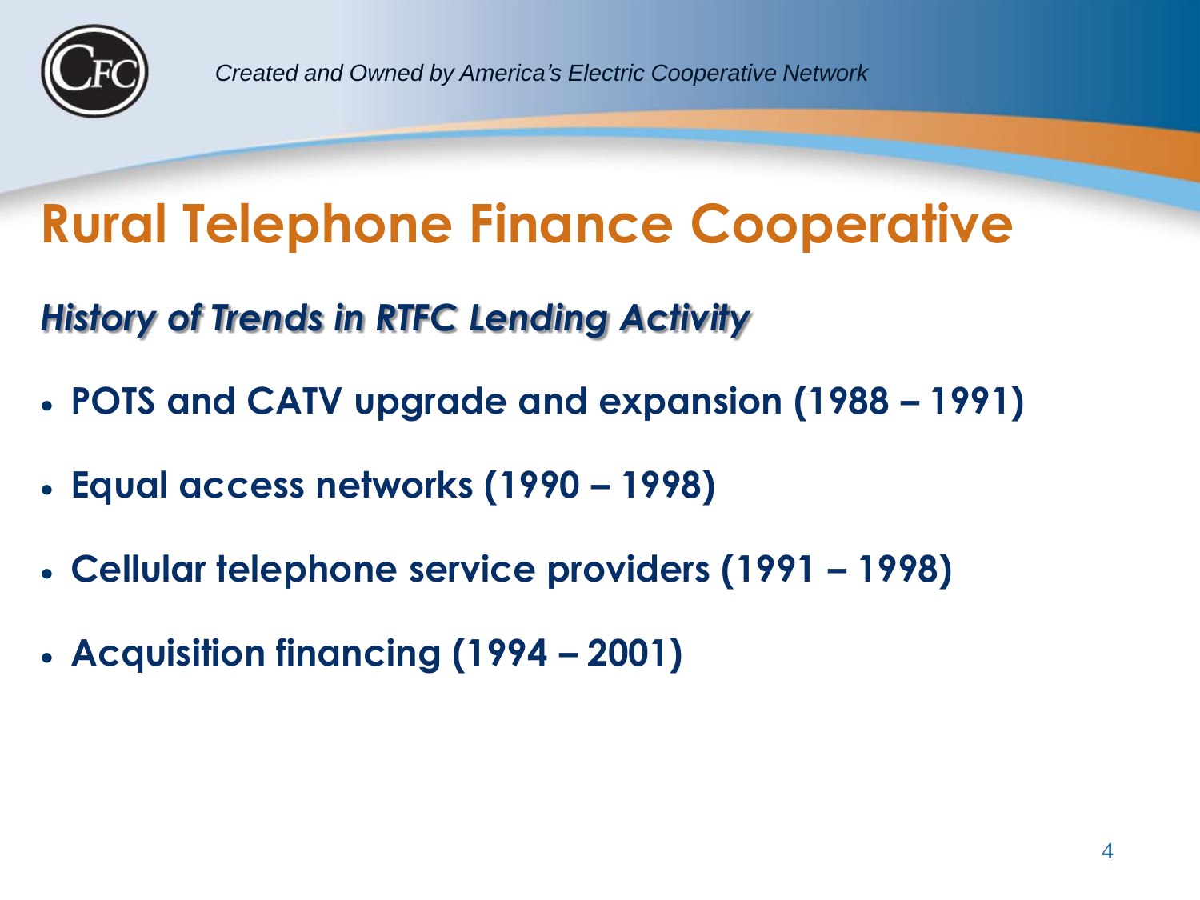# Rural Telephone Finance Cooperative

## *History of Trends in RTFC Lending Activity*

- **POTS and CATV upgrade and expansion (1988 – 1991)**
- **Equal access networks (1990 – 1998)**
- **Cellular telephone service providers (1991 – 1998)**
- **Acquisition financing (1994 – 2001)**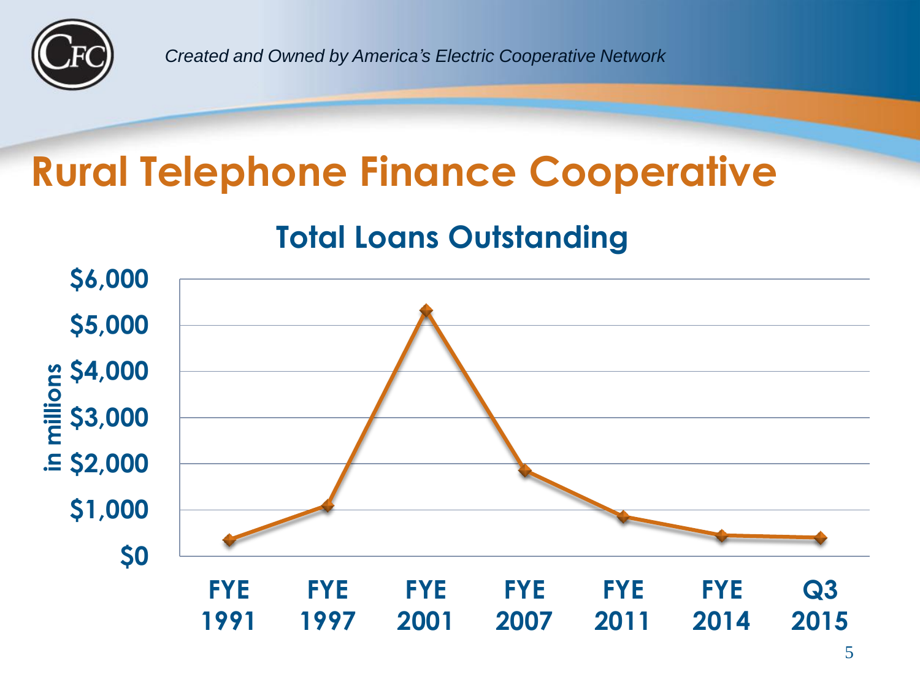*Created and Owned by America's Electric Cooperative Network*

# Rural Telephone Finance Cooperative

## Total Loans Outstanding

in millions

$6,000
$5,000
$4,000
$3,000
$2,000
$1,000
$0

FYE 1991 | FYE 1997 | FYE 2001 | FYE 2007 | FYE 2011 | FYE 2014 | Q3 2015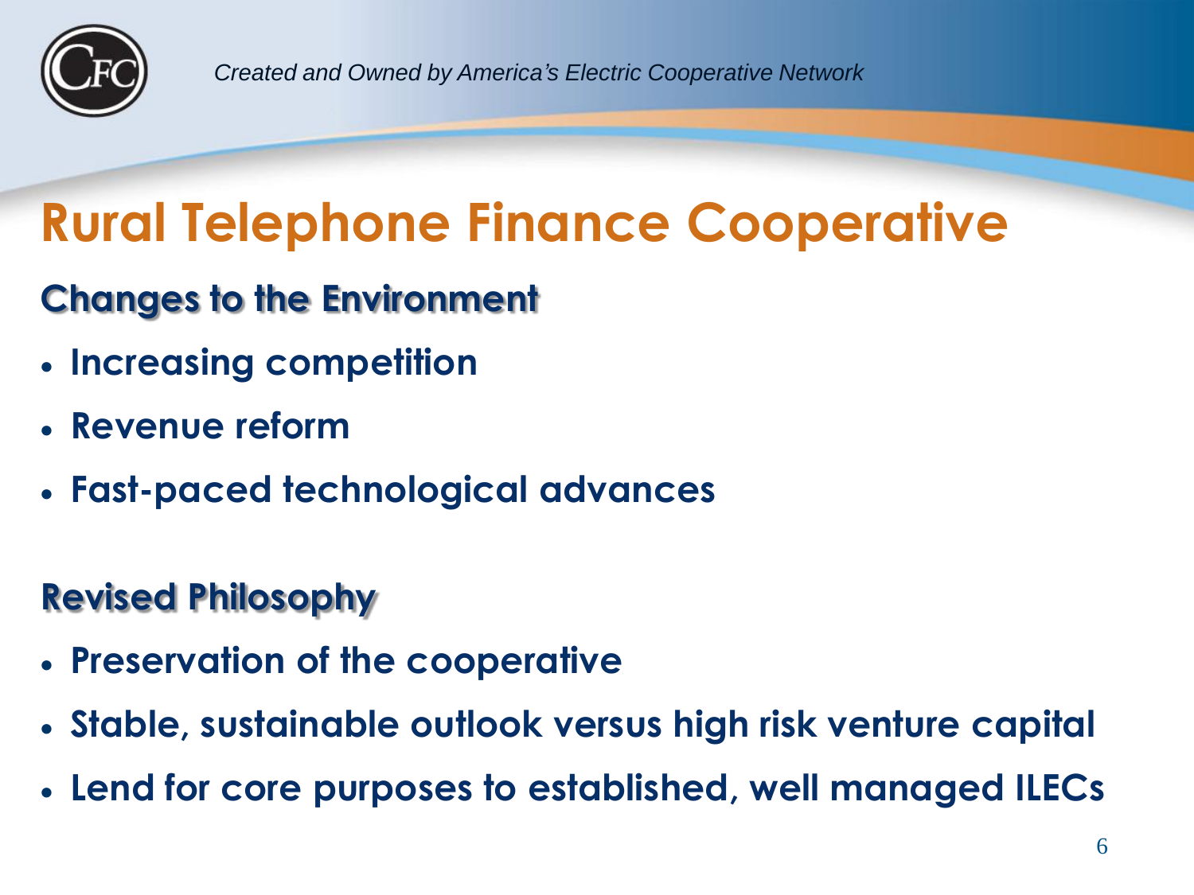# Rural Telephone Finance Cooperative

## Changes to the Environment

- **Increasing competition**
- **Revenue reform**
- **Fast-paced technological advances**

## Revised Philosophy

- **Preservation of the cooperative**
- **Stable, sustainable outlook versus high risk venture capital**
- **Lend for core purposes to established, well managed ILECs**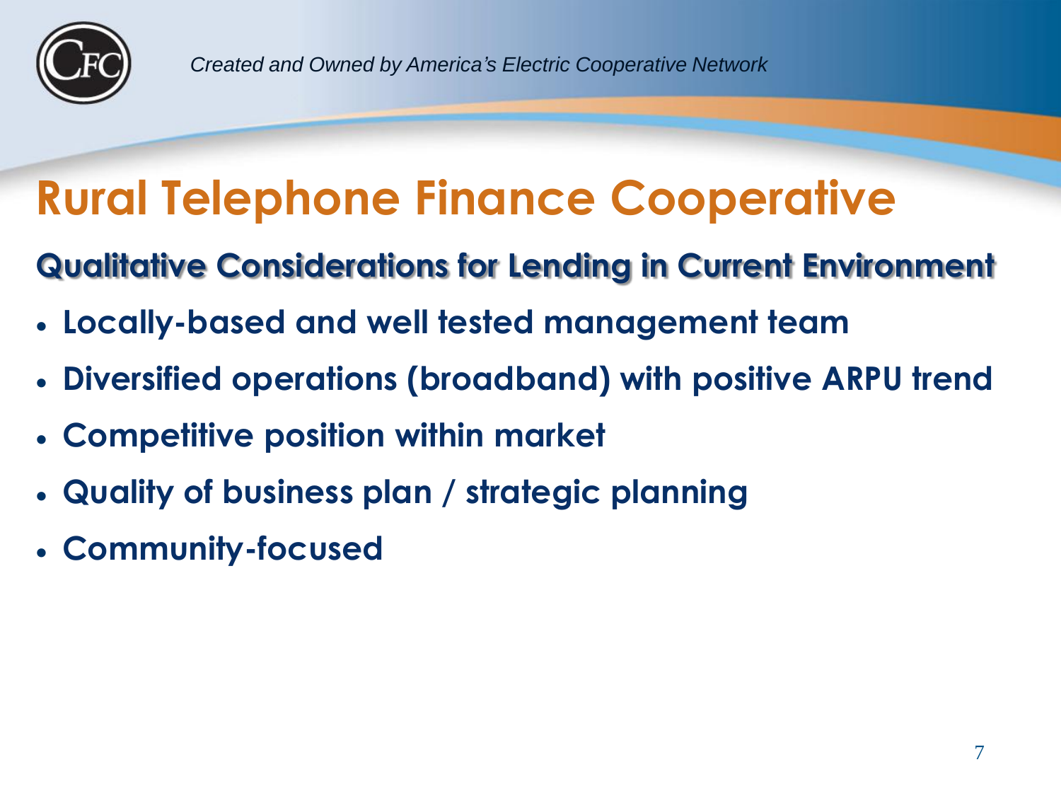# Rural Telephone Finance Cooperative

## Qualitative Considerations for Lending in Current Environment

- **Locally-based and well tested management team**
- **Diversified operations (broadband) with positive ARPU trend**
- **Competitive position within market**
- **Quality of business plan / strategic planning**
- **Community-focused**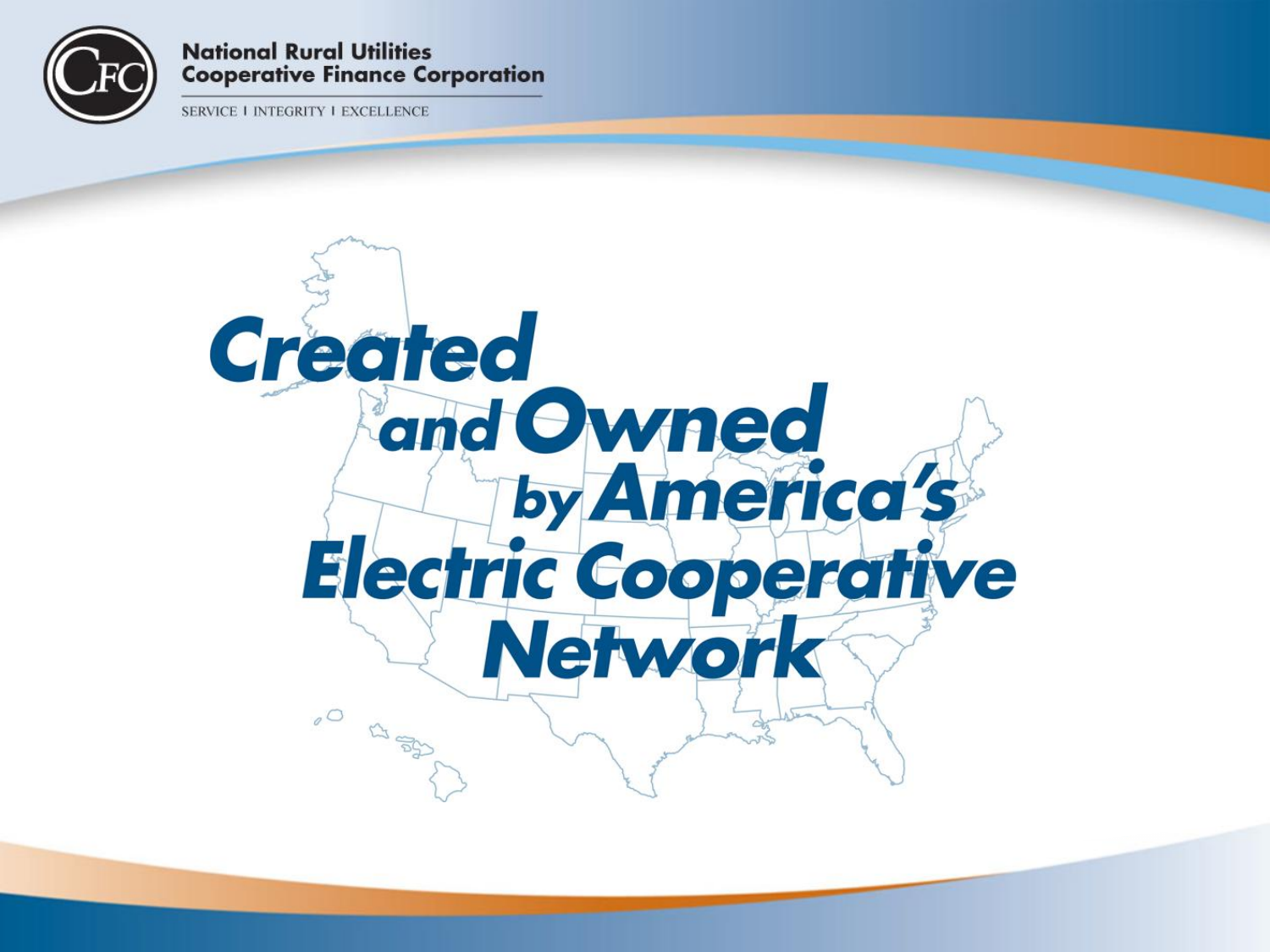National Rural Utilities Cooperative Finance Corporation

SERVICE | INTEGRITY | EXCELLENCE

# Created and Owned by America's Electric Cooperative Network